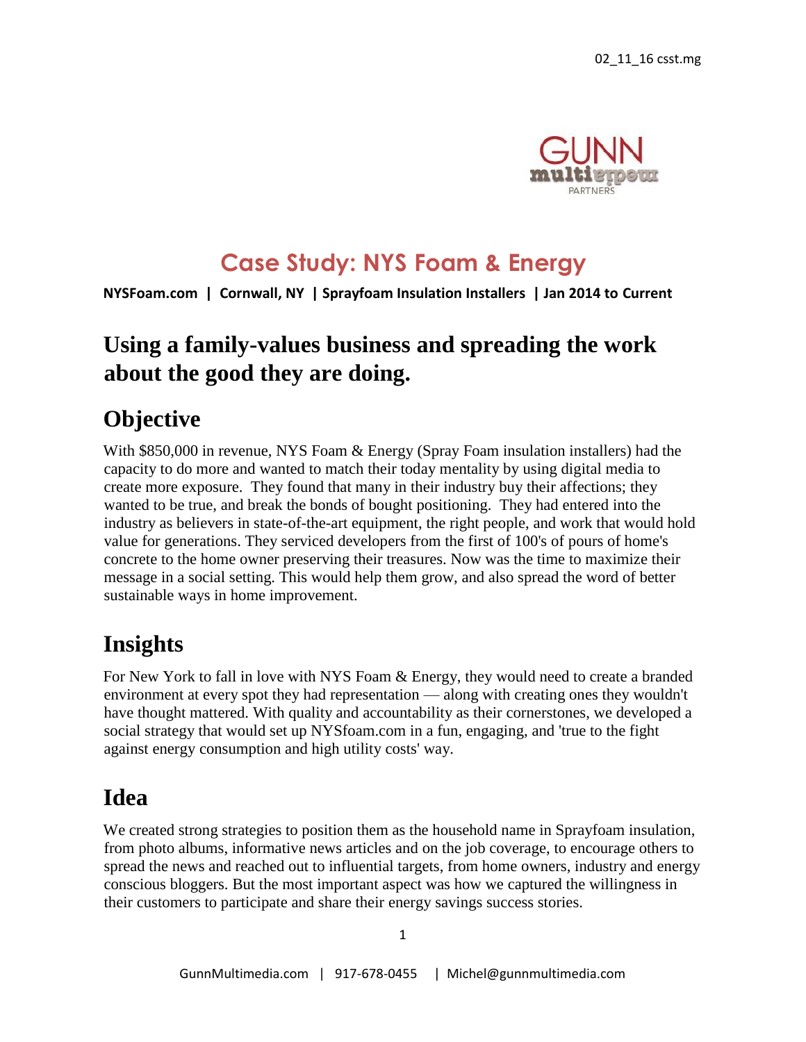# Case Study: NYS Foam & Energy

**NYSFoam.com | Cornwall, NY | Sprayfoam Insulation Installers | Jan 2014 to Current**

## Using a family-values business and spreading the work about the good they are doing.

## Objective

With $850,000 in revenue, NYS Foam & Energy (Spray Foam insulation installers) had the capacity to do more and wanted to match their today mentality by using digital media to create more exposure. They found that many in their industry buy their affections; they wanted to be true, and break the bonds of bought positioning. They had entered into the industry as believers in state-of-the-art equipment, the right people, and work that would hold value for generations. They serviced developers from the first of 100's of pours of home's concrete to the home owner preserving their treasures. Now was the time to maximize their message in a social setting. This would help them grow, and also spread the word of better sustainable ways in home improvement.

## Insights

For New York to fall in love with NYS Foam & Energy, they would need to create a branded environment at every spot they had representation — along with creating ones they wouldn't have thought mattered. With quality and accountability as their cornerstones, we developed a social strategy that would set up NYSfoam.com in a fun, engaging, and 'true to the fight against energy consumption and high utility costs' way.

## Idea

We created strong strategies to position them as the household name in Sprayfoam insulation, from photo albums, informative news articles and on the job coverage, to encourage others to spread the news and reached out to influential targets, from home owners, industry and energy conscious bloggers. But the most important aspect was how we captured the willingness in their customers to participate and share their energy savings success stories.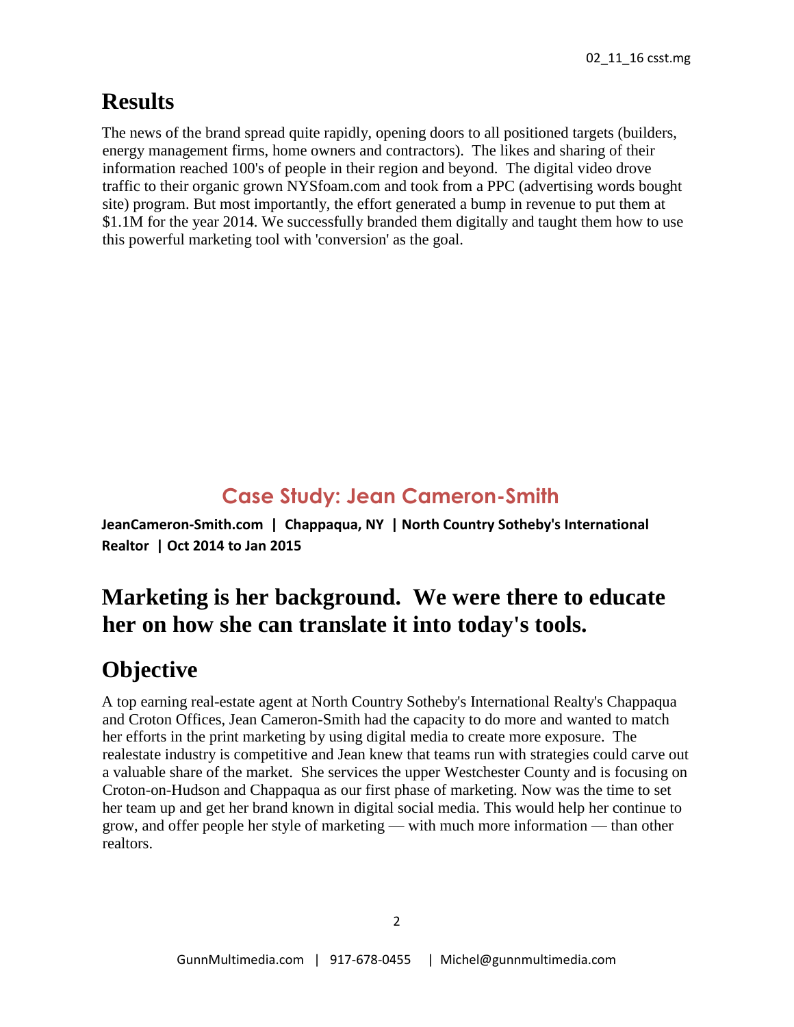## Results

The news of the brand spread quite rapidly, opening doors to all positioned targets (builders, energy management firms, home owners and contractors). The likes and sharing of their information reached 100's of people in their region and beyond. The digital video drove traffic to their organic grown NYSfoam.com and took from a PPC (advertising words bought site) program. But most importantly, the effort generated a bump in revenue to put them at $1.1M for the year 2014. We successfully branded them digitally and taught them how to use this powerful marketing tool with 'conversion' as the goal.

# Case Study: Jean Cameron-Smith

**JeanCameron-Smith.com | Chappaqua, NY | North Country Sotheby's International Realtor | Oct 2014 to Jan 2015**

## Marketing is her background. We were there to educate her on how she can translate it into today's tools.

## Objective

A top earning real-estate agent at North Country Sotheby's International Realty's Chappaqua and Croton Offices, Jean Cameron-Smith had the capacity to do more and wanted to match her efforts in the print marketing by using digital media to create more exposure. The realestate industry is competitive and Jean knew that teams run with strategies could carve out a valuable share of the market. She services the upper Westchester County and is focusing on Croton-on-Hudson and Chappaqua as our first phase of marketing. Now was the time to set her team up and get her brand known in digital social media. This would help her continue to grow, and offer people her style of marketing — with much more information — than other realtors.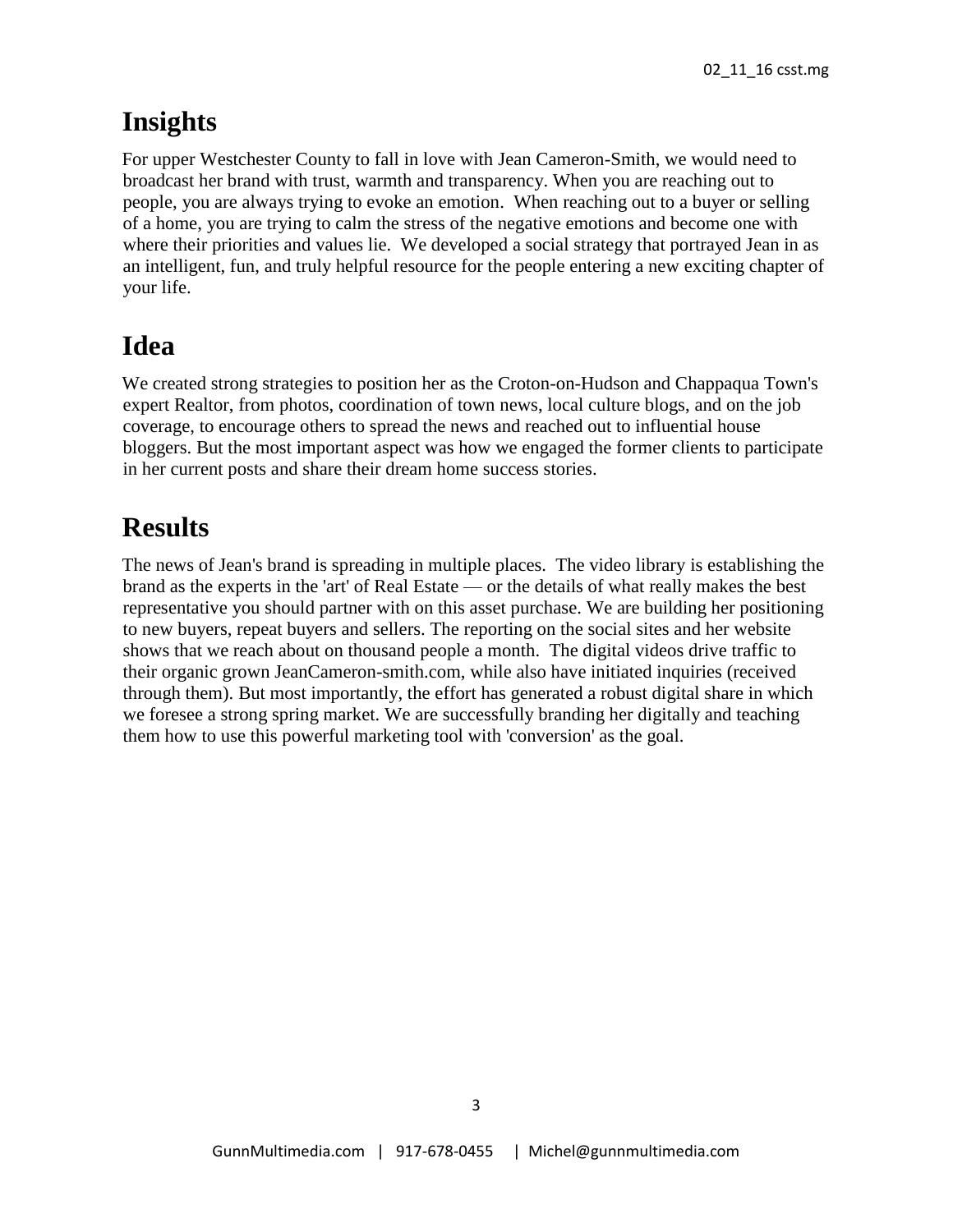# Insights

For upper Westchester County to fall in love with Jean Cameron-Smith, we would need to broadcast her brand with trust, warmth and transparency. When you are reaching out to people, you are always trying to evoke an emotion. When reaching out to a buyer or selling of a home, you are trying to calm the stress of the negative emotions and become one with where their priorities and values lie. We developed a social strategy that portrayed Jean in as an intelligent, fun, and truly helpful resource for the people entering a new exciting chapter of your life.

# Idea

We created strong strategies to position her as the Croton-on-Hudson and Chappaqua Town's expert Realtor, from photos, coordination of town news, local culture blogs, and on the job coverage, to encourage others to spread the news and reached out to influential house bloggers. But the most important aspect was how we engaged the former clients to participate in her current posts and share their dream home success stories.

# Results

The news of Jean's brand is spreading in multiple places. The video library is establishing the brand as the experts in the 'art' of Real Estate — or the details of what really makes the best representative you should partner with on this asset purchase. We are building her positioning to new buyers, repeat buyers and sellers. The reporting on the social sites and her website shows that we reach about on thousand people a month. The digital videos drive traffic to their organic grown JeanCameron-smith.com, while also have initiated inquiries (received through them). But most importantly, the effort has generated a robust digital share in which we foresee a strong spring market. We are successfully branding her digitally and teaching them how to use this powerful marketing tool with 'conversion' as the goal.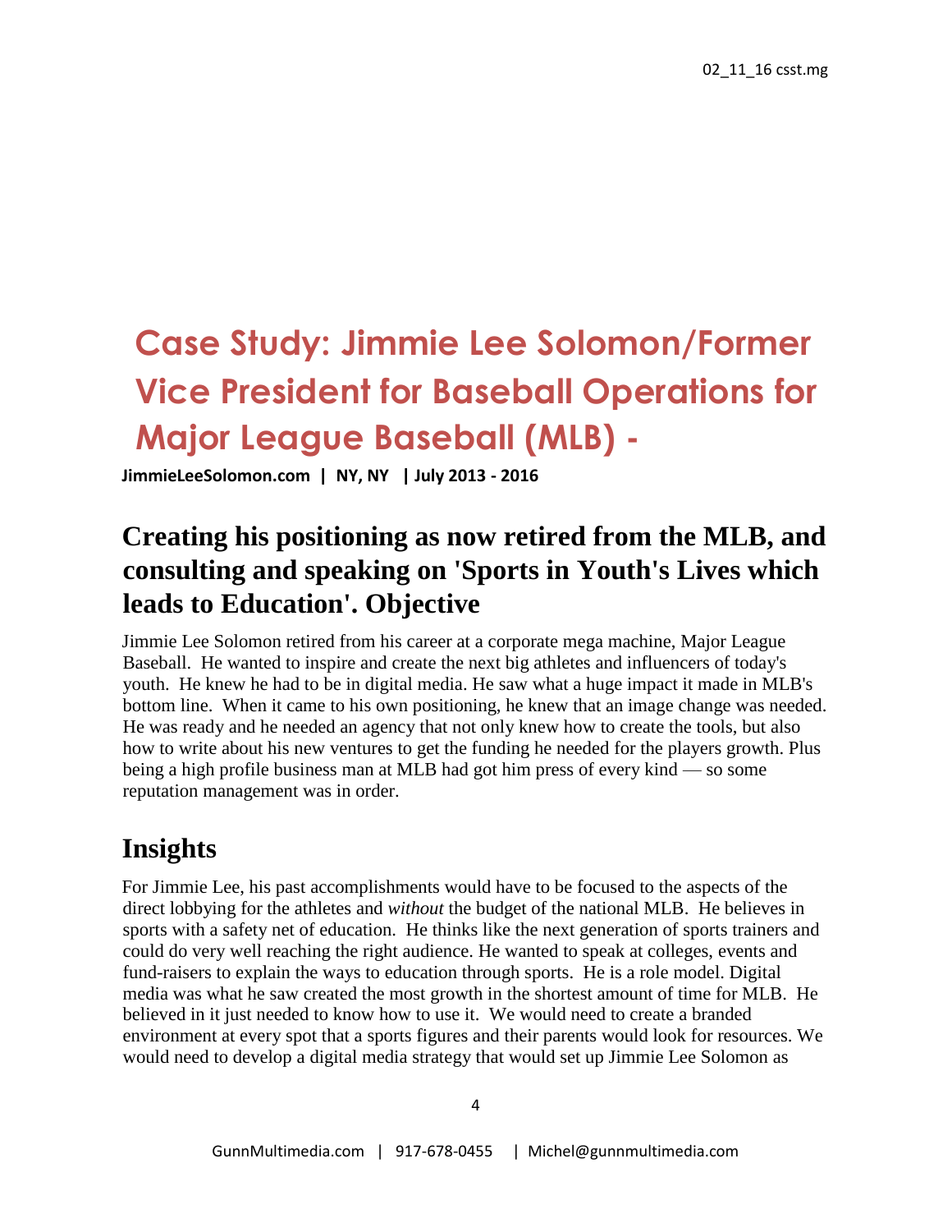# Case Study: Jimmie Lee Solomon/Former Vice President for Baseball Operations for Major League Baseball (MLB) -

**JimmieLeeSolomon.com | NY, NY | July 2013 - 2016**

## Creating his positioning as now retired from the MLB, and consulting and speaking on 'Sports in Youth's Lives which leads to Education'. Objective

Jimmie Lee Solomon retired from his career at a corporate mega machine, Major League Baseball. He wanted to inspire and create the next big athletes and influencers of today's youth. He knew he had to be in digital media. He saw what a huge impact it made in MLB's bottom line. When it came to his own positioning, he knew that an image change was needed. He was ready and he needed an agency that not only knew how to create the tools, but also how to write about his new ventures to get the funding he needed for the players growth. Plus being a high profile business man at MLB had got him press of every kind — so some reputation management was in order.

## Insights

For Jimmie Lee, his past accomplishments would have to be focused to the aspects of the direct lobbying for the athletes and *without* the budget of the national MLB. He believes in sports with a safety net of education. He thinks like the next generation of sports trainers and could do very well reaching the right audience. He wanted to speak at colleges, events and fund-raisers to explain the ways to education through sports. He is a role model. Digital media was what he saw created the most growth in the shortest amount of time for MLB. He believed in it just needed to know how to use it. We would need to create a branded environment at every spot that a sports figures and their parents would look for resources. We would need to develop a digital media strategy that would set up Jimmie Lee Solomon as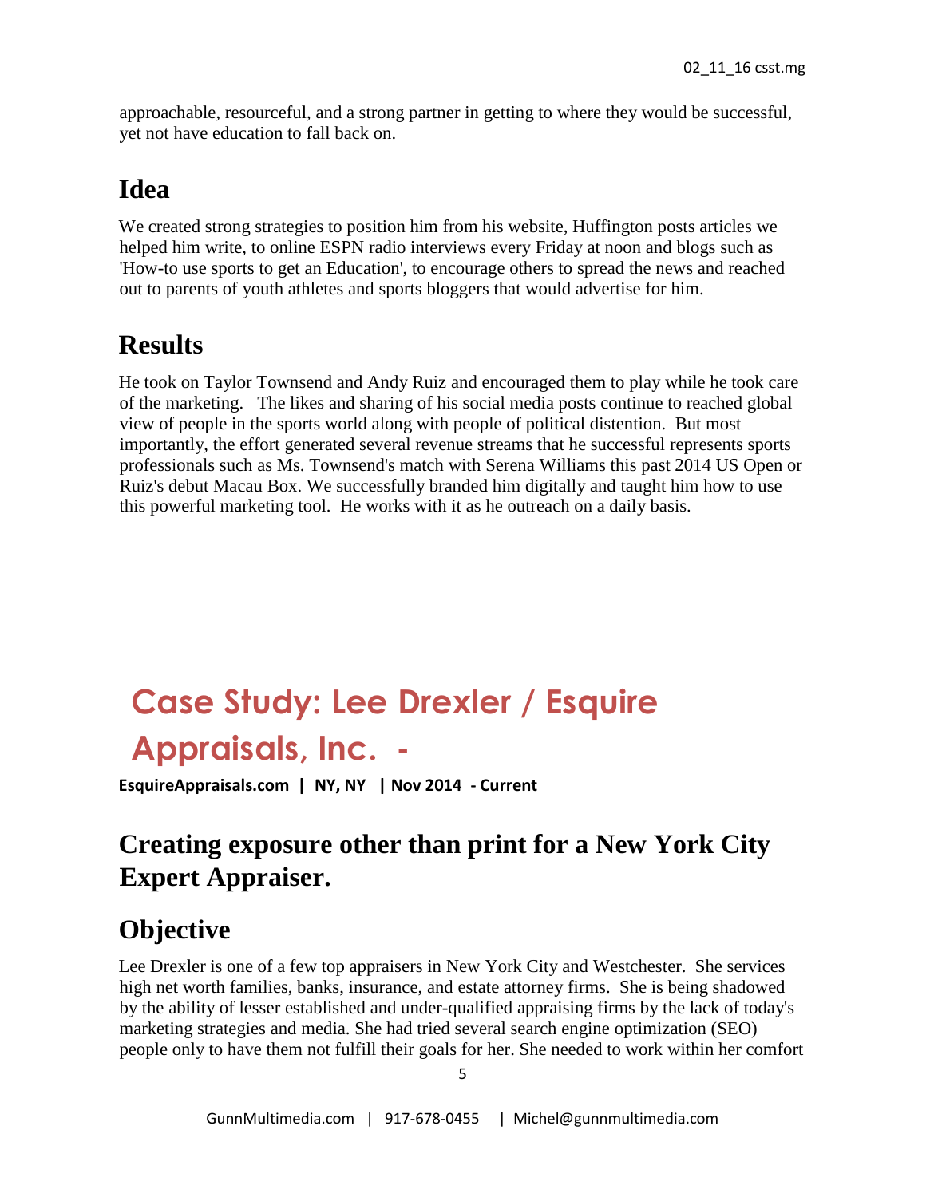approachable, resourceful, and a strong partner in getting to where they would be successful, yet not have education to fall back on.

## Idea

We created strong strategies to position him from his website, Huffington posts articles we helped him write, to online ESPN radio interviews every Friday at noon and blogs such as 'How-to use sports to get an Education', to encourage others to spread the news and reached out to parents of youth athletes and sports bloggers that would advertise for him.

## Results

He took on Taylor Townsend and Andy Ruiz and encouraged them to play while he took care of the marketing. The likes and sharing of his social media posts continue to reached global view of people in the sports world along with people of political distention. But most importantly, the effort generated several revenue streams that he successful represents sports professionals such as Ms. Townsend's match with Serena Williams this past 2014 US Open or Ruiz's debut Macau Box. We successfully branded him digitally and taught him how to use this powerful marketing tool. He works with it as he outreach on a daily basis.

# Case Study: Lee Drexler / Esquire Appraisals, Inc. -

**EsquireAppraisals.com | NY, NY | Nov 2014 - Current**

## Creating exposure other than print for a New York City Expert Appraiser.

## Objective

Lee Drexler is one of a few top appraisers in New York City and Westchester. She services high net worth families, banks, insurance, and estate attorney firms. She is being shadowed by the ability of lesser established and under-qualified appraising firms by the lack of today's marketing strategies and media. She had tried several search engine optimization (SEO) people only to have them not fulfill their goals for her. She needed to work within her comfort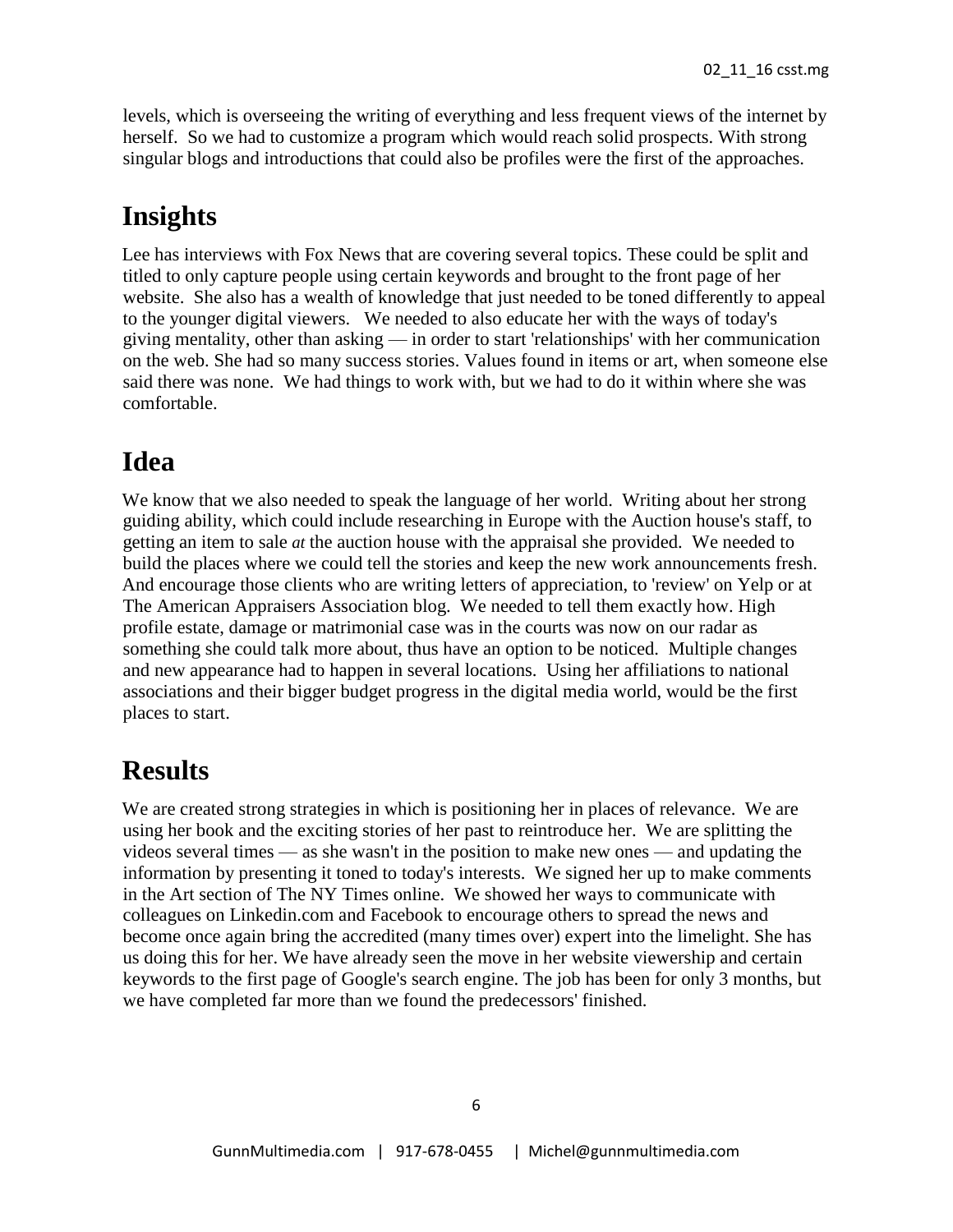levels, which is overseeing the writing of everything and less frequent views of the internet by herself. So we had to customize a program which would reach solid prospects. With strong singular blogs and introductions that could also be profiles were the first of the approaches.

# Insights

Lee has interviews with Fox News that are covering several topics. These could be split and titled to only capture people using certain keywords and brought to the front page of her website. She also has a wealth of knowledge that just needed to be toned differently to appeal to the younger digital viewers. We needed to also educate her with the ways of today's giving mentality, other than asking — in order to start 'relationships' with her communication on the web. She had so many success stories. Values found in items or art, when someone else said there was none. We had things to work with, but we had to do it within where she was comfortable.

# Idea

We know that we also needed to speak the language of her world. Writing about her strong guiding ability, which could include researching in Europe with the Auction house's staff, to getting an item to sale *at* the auction house with the appraisal she provided. We needed to build the places where we could tell the stories and keep the new work announcements fresh. And encourage those clients who are writing letters of appreciation, to 'review' on Yelp or at The American Appraisers Association blog. We needed to tell them exactly how. High profile estate, damage or matrimonial case was in the courts was now on our radar as something she could talk more about, thus have an option to be noticed. Multiple changes and new appearance had to happen in several locations. Using her affiliations to national associations and their bigger budget progress in the digital media world, would be the first places to start.

# Results

We are created strong strategies in which is positioning her in places of relevance. We are using her book and the exciting stories of her past to reintroduce her. We are splitting the videos several times — as she wasn't in the position to make new ones — and updating the information by presenting it toned to today's interests. We signed her up to make comments in the Art section of The NY Times online. We showed her ways to communicate with colleagues on Linkedin.com and Facebook to encourage others to spread the news and become once again bring the accredited (many times over) expert into the limelight. She has us doing this for her. We have already seen the move in her website viewership and certain keywords to the first page of Google's search engine. The job has been for only 3 months, but we have completed far more than we found the predecessors' finished.